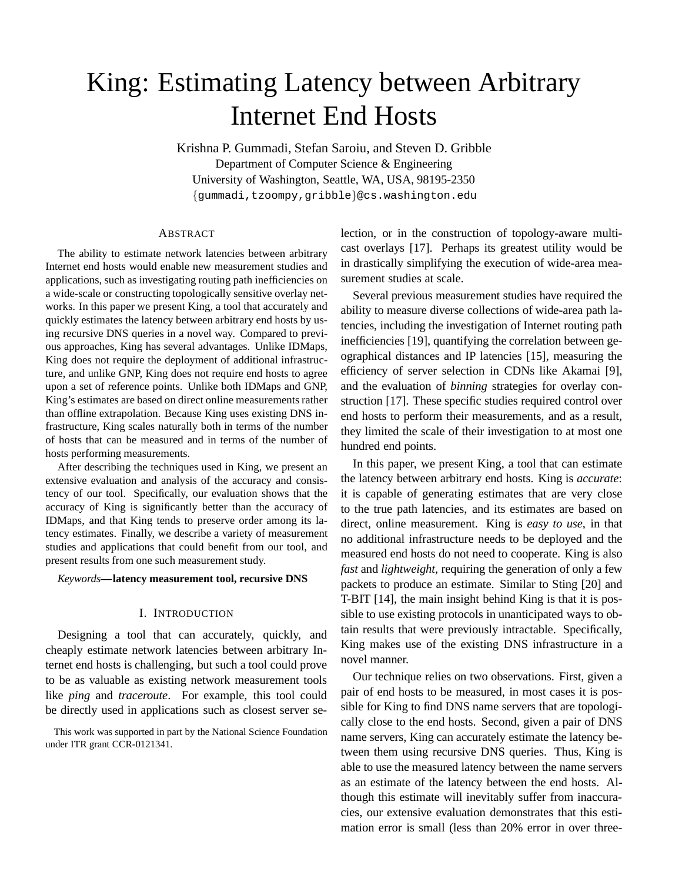# King: Estimating Latency between Arbitrary Internet End Hosts

Krishna P. Gummadi, Stefan Saroiu, and Steven D. Gribble
Department of Computer Science & Engineering
University of Washington, Seattle, WA, USA, 98195-2350
{gummadi,tzoompy,gribble}@cs.washington.edu

## Abstract

The ability to estimate network latencies between arbitrary Internet end hosts would enable new measurement studies and applications, such as investigating routing path inefficiencies on a wide-scale or constructing topologically sensitive overlay networks. In this paper we present King, a tool that accurately and quickly estimates the latency between arbitrary end hosts by using recursive DNS queries in a novel way. Compared to previous approaches, King has several advantages. Unlike IDMaps, King does not require the deployment of additional infrastructure, and unlike GNP, King does not require end hosts to agree upon a set of reference points. Unlike both IDMaps and GNP, King's estimates are based on direct online measurements rather than offline extrapolation. Because King uses existing DNS infrastructure, King scales naturally both in terms of the number of hosts that can be measured and in terms of the number of hosts performing measurements.

After describing the techniques used in King, we present an extensive evaluation and analysis of the accuracy and consistency of our tool. Specifically, our evaluation shows that the accuracy of King is significantly better than the accuracy of IDMaps, and that King tends to preserve order among its latency estimates. Finally, we describe a variety of measurement studies and applications that could benefit from our tool, and present results from one such measurement study.

*Keywords*—**latency measurement tool, recursive DNS**

## I. Introduction

Designing a tool that can accurately, quickly, and cheaply estimate network latencies between arbitrary Internet end hosts is challenging, but such a tool could prove to be as valuable as existing network measurement tools like *ping* and *traceroute*. For example, this tool could be directly used in applications such as closest server selection, or in the construction of topology-aware multicast overlays [17]. Perhaps its greatest utility would be in drastically simplifying the execution of wide-area measurement studies at scale.

Several previous measurement studies have required the ability to measure diverse collections of wide-area path latencies, including the investigation of Internet routing path inefficiencies [19], quantifying the correlation between geographical distances and IP latencies [15], measuring the efficiency of server selection in CDNs like Akamai [9], and the evaluation of *binning* strategies for overlay construction [17]. These specific studies required control over end hosts to perform their measurements, and as a result, they limited the scale of their investigation to at most one hundred end points.

In this paper, we present King, a tool that can estimate the latency between arbitrary end hosts. King is *accurate*: it is capable of generating estimates that are very close to the true path latencies, and its estimates are based on direct, online measurement. King is *easy to use*, in that no additional infrastructure needs to be deployed and the measured end hosts do not need to cooperate. King is also *fast* and *lightweight*, requiring the generation of only a few packets to produce an estimate. Similar to Sting [20] and T-BIT [14], the main insight behind King is that it is possible to use existing protocols in unanticipated ways to obtain results that were previously intractable. Specifically, King makes use of the existing DNS infrastructure in a novel manner.

Our technique relies on two observations. First, given a pair of end hosts to be measured, in most cases it is possible for King to find DNS name servers that are topologically close to the end hosts. Second, given a pair of DNS name servers, King can accurately estimate the latency between them using recursive DNS queries. Thus, King is able to use the measured latency between the name servers as an estimate of the latency between the end hosts. Although this estimate will inevitably suffer from inaccuracies, our extensive evaluation demonstrates that this estimation error is small (less than 20% error in over three-

This work was supported in part by the National Science Foundation under ITR grant CCR-0121341.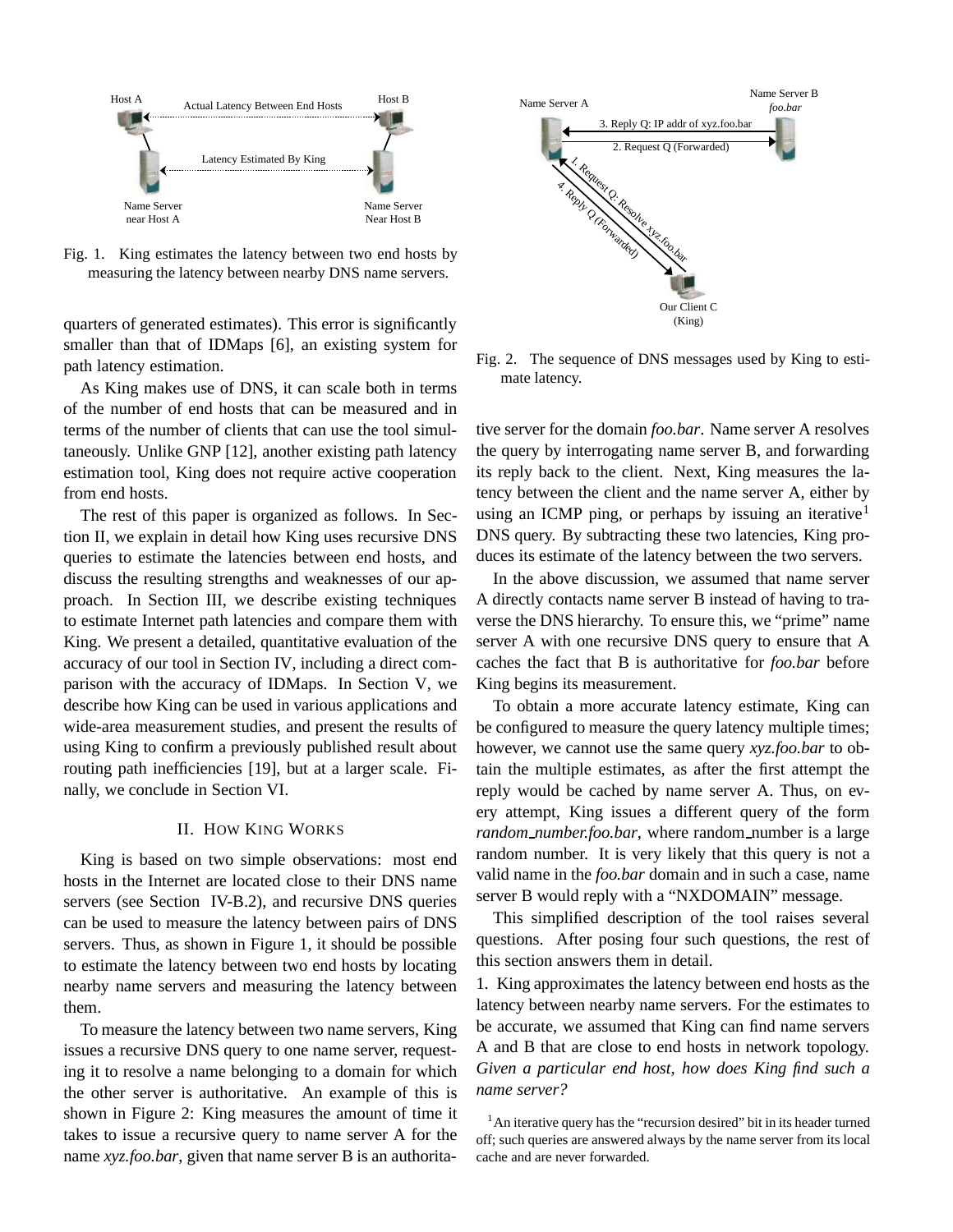Fig. 1. King estimates the latency between two end hosts by measuring the latency between nearby DNS name servers.

quarters of generated estimates). This error is significantly smaller than that of IDMaps [6], an existing system for path latency estimation.

As King makes use of DNS, it can scale both in terms of the number of end hosts that can be measured and in terms of the number of clients that can use the tool simultaneously. Unlike GNP [12], another existing path latency estimation tool, King does not require active cooperation from end hosts.

The rest of this paper is organized as follows. In Section II, we explain in detail how King uses recursive DNS queries to estimate the latencies between end hosts, and discuss the resulting strengths and weaknesses of our approach. In Section III, we describe existing techniques to estimate Internet path latencies and compare them with King. We present a detailed, quantitative evaluation of the accuracy of our tool in Section IV, including a direct comparison with the accuracy of IDMaps. In Section V, we describe how King can be used in various applications and wide-area measurement studies, and present the results of using King to confirm a previously published result about routing path inefficiencies [19], but at a larger scale. Finally, we conclude in Section VI.

## II. How King Works

King is based on two simple observations: most end hosts in the Internet are located close to their DNS name servers (see Section IV-B.2), and recursive DNS queries can be used to measure the latency between pairs of DNS servers. Thus, as shown in Figure 1, it should be possible to estimate the latency between two end hosts by locating nearby name servers and measuring the latency between them.

To measure the latency between two name servers, King issues a recursive DNS query to one name server, requesting it to resolve a name belonging to a domain for which the other server is authoritative. An example of this is shown in Figure 2: King measures the amount of time it takes to issue a recursive query to name server A for the name *xyz.foo.bar*, given that name server B is an authoritative server for the domain *foo.bar*. Name server A resolves the query by interrogating name server B, and forwarding its reply back to the client. Next, King measures the latency between the client and the name server A, either by using an ICMP ping, or perhaps by issuing an iterative[1] DNS query. By subtracting these two latencies, King produces its estimate of the latency between the two servers.

Fig. 2. The sequence of DNS messages used by King to estimate latency.

In the above discussion, we assumed that name server A directly contacts name server B instead of having to traverse the DNS hierarchy. To ensure this, we "prime" name server A with one recursive DNS query to ensure that A caches the fact that B is authoritative for *foo.bar* before King begins its measurement.

To obtain a more accurate latency estimate, King can be configured to measure the query latency multiple times; however, we cannot use the same query *xyz.foo.bar* to obtain the multiple estimates, as after the first attempt the reply would be cached by name server A. Thus, on every attempt, King issues a different query of the form *random_number.foo.bar*, where random_number is a large random number. It is very likely that this query is not a valid name in the *foo.bar* domain and in such a case, name server B would reply with a "NXDOMAIN" message.

This simplified description of the tool raises several questions. After posing four such questions, the rest of this section answers them in detail.

1. King approximates the latency between end hosts as the latency between nearby name servers. For the estimates to be accurate, we assumed that King can find name servers A and B that are close to end hosts in network topology. *Given a particular end host, how does King find such a name server?*

[1] An iterative query has the "recursion desired" bit in its header turned off; such queries are answered always by the name server from its local cache and are never forwarded.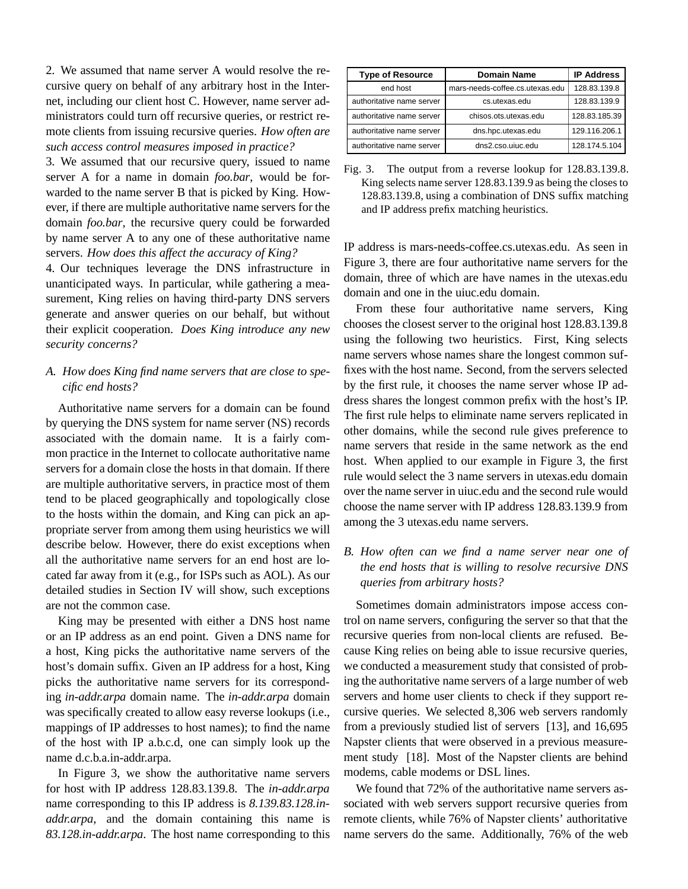2. We assumed that name server A would resolve the recursive query on behalf of any arbitrary host in the Internet, including our client host C. However, name server administrators could turn off recursive queries, or restrict remote clients from issuing recursive queries. *How often are such access control measures imposed in practice?*

3. We assumed that our recursive query, issued to name server A for a name in domain *foo.bar*, would be forwarded to the name server B that is picked by King. However, if there are multiple authoritative name servers for the domain *foo.bar*, the recursive query could be forwarded by name server A to any one of these authoritative name servers. *How does this affect the accuracy of King?*

4. Our techniques leverage the DNS infrastructure in unanticipated ways. In particular, while gathering a measurement, King relies on having third-party DNS servers generate and answer queries on our behalf, but without their explicit cooperation. *Does King introduce any new security concerns?*

### *A. How does King find name servers that are close to specific end hosts?*

Authoritative name servers for a domain can be found by querying the DNS system for name server (NS) records associated with the domain name. It is a fairly common practice in the Internet to collocate authoritative name servers for a domain close the hosts in that domain. If there are multiple authoritative servers, in practice most of them tend to be placed geographically and topologically close to the hosts within the domain, and King can pick an appropriate server from among them using heuristics we will describe below. However, there do exist exceptions when all the authoritative name servers for an end host are located far away from it (e.g., for ISPs such as AOL). As our detailed studies in Section IV will show, such exceptions are not the common case.

King may be presented with either a DNS host name or an IP address as an end point. Given a DNS name for a host, King picks the authoritative name servers of the host's domain suffix. Given an IP address for a host, King picks the authoritative name servers for its corresponding *in-addr.arpa* domain name. The *in-addr.arpa* domain was specifically created to allow easy reverse lookups (i.e., mappings of IP addresses to host names); to find the name of the host with IP a.b.c.d, one can simply look up the name d.c.b.a.in-addr.arpa.

In Figure 3, we show the authoritative name servers for host with IP address 128.83.139.8. The *in-addr.arpa* name corresponding to this IP address is *8.139.83.128.in-addr.arpa*, and the domain containing this name is *83.128.in-addr.arpa*. The host name corresponding to this IP address is mars-needs-coffee.cs.utexas.edu. As seen in Figure 3, there are four authoritative name servers for the domain, three of which are have names in the utexas.edu domain and one in the uiuc.edu domain.

| Type of Resource | Domain Name | IP Address |
|---|---|---|
| end host | mars-needs-coffee.cs.utexas.edu | 128.83.139.8 |
| authoritative name server | cs.utexas.edu | 128.83.139.9 |
| authoritative name server | chisos.ots.utexas.edu | 128.83.185.39 |
| authoritative name server | dns.hpc.utexas.edu | 129.116.206.1 |
| authoritative name server | dns2.cso.uiuc.edu | 128.174.5.104 |

Fig. 3. The output from a reverse lookup for 128.83.139.8. King selects name server 128.83.139.9 as being the closes to 128.83.139.8, using a combination of DNS suffix matching and IP address prefix matching heuristics.

From these four authoritative name servers, King chooses the closest server to the original host 128.83.139.8 using the following two heuristics. First, King selects name servers whose names share the longest common suffixes with the host name. Second, from the servers selected by the first rule, it chooses the name server whose IP address shares the longest common prefix with the host's IP. The first rule helps to eliminate name servers replicated in other domains, while the second rule gives preference to name servers that reside in the same network as the end host. When applied to our example in Figure 3, the first rule would select the 3 name servers in utexas.edu domain over the name server in uiuc.edu and the second rule would choose the name server with IP address 128.83.139.9 from among the 3 utexas.edu name servers.

### *B. How often can we find a name server near one of the end hosts that is willing to resolve recursive DNS queries from arbitrary hosts?*

Sometimes domain administrators impose access control on name servers, configuring the server so that that the recursive queries from non-local clients are refused. Because King relies on being able to issue recursive queries, we conducted a measurement study that consisted of probing the authoritative name servers of a large number of web servers and home user clients to check if they support recursive queries. We selected 8,306 web servers randomly from a previously studied list of servers [13], and 16,695 Napster clients that were observed in a previous measurement study [18]. Most of the Napster clients are behind modems, cable modems or DSL lines.

We found that 72% of the authoritative name servers associated with web servers support recursive queries from remote clients, while 76% of Napster clients' authoritative name servers do the same. Additionally, 76% of the web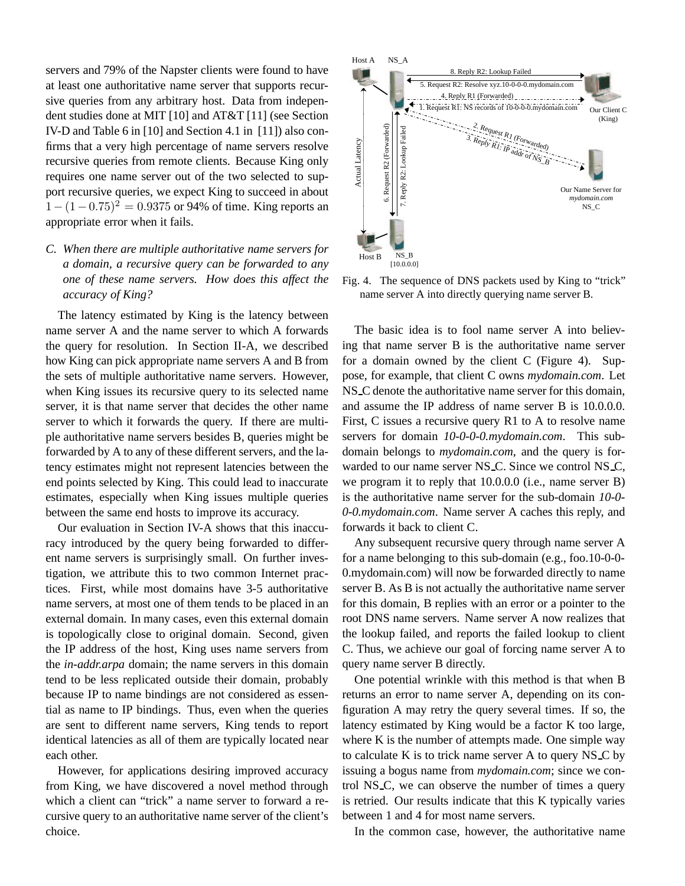servers and 79% of the Napster clients were found to have at least one authoritative name server that supports recursive queries from any arbitrary host. Data from independent studies done at MIT [10] and AT&T [11] (see Section IV-D and Table 6 in [10] and Section 4.1 in [11]) also confirms that a very high percentage of name servers resolve recursive queries from remote clients. Because King only requires one name server out of the two selected to support recursive queries, we expect King to succeed in about $1-(1-0.75)^2 = 0.9375$ or 94% of time. King reports an appropriate error when it fails.

### C. *When there are multiple authoritative name servers for a domain, a recursive query can be forwarded to any one of these name servers. How does this affect the accuracy of King?*

The latency estimated by King is the latency between name server A and the name server to which A forwards the query for resolution. In Section II-A, we described how King can pick appropriate name servers A and B from the sets of multiple authoritative name servers. However, when King issues its recursive query to its selected name server, it is that name server that decides the other name server to which it forwards the query. If there are multiple authoritative name servers besides B, queries might be forwarded by A to any of these different servers, and the latency estimates might not represent latencies between the end points selected by King. This could lead to inaccurate estimates, especially when King issues multiple queries between the same end hosts to improve its accuracy.

Our evaluation in Section IV-A shows that this inaccuracy introduced by the query being forwarded to different name servers is surprisingly small. On further investigation, we attribute this to two common Internet practices. First, while most domains have 3-5 authoritative name servers, at most one of them tends to be placed in an external domain. In many cases, even this external domain is topologically close to original domain. Second, given the IP address of the host, King uses name servers from the *in-addr.arpa* domain; the name servers in this domain tend to be less replicated outside their domain, probably because IP to name bindings are not considered as essential as name to IP bindings. Thus, even when the queries are sent to different name servers, King tends to report identical latencies as all of them are typically located near each other.

However, for applications desiring improved accuracy from King, we have discovered a novel method through which a client can "trick" a name server to forward a recursive query to an authoritative name server of the client's choice.

Host A
NS_A
8. Reply R2: Lookup Failed
5. Request R2: Resolve xyz.10-0-0-0.mydomain.com
4. Reply R1 (Forwarded)
1. Request R1: NS records of 10-0-0-0.mydomain.com
Our Client C (King)
2. Request R1 (Forwarded)
3. Reply R1: IP addr of NS_B
Actual Latency
6. Request R2 (Forwarded)
7. Reply R2: Lookup Failed
Our Name Server for *mydomain.com* NS_C
Host B
NS_B [10.0.0.0]

Fig. 4. The sequence of DNS packets used by King to "trick" name server A into directly querying name server B.

The basic idea is to fool name server A into believing that name server B is the authoritative name server for a domain owned by the client C (Figure 4). Suppose, for example, that client C owns *mydomain.com*. Let NS_C denote the authoritative name server for this domain, and assume the IP address of name server B is 10.0.0.0. First, C issues a recursive query R1 to A to resolve name servers for domain *10-0-0-0.mydomain.com*. This subdomain belongs to *mydomain.com*, and the query is forwarded to our name server NS_C. Since we control NS_C, we program it to reply that 10.0.0.0 (i.e., name server B) is the authoritative name server for the sub-domain *10-0-0-0.mydomain.com*. Name server A caches this reply, and forwards it back to client C.

Any subsequent recursive query through name server A for a name belonging to this sub-domain (e.g., foo.10-0-0-0.mydomain.com) will now be forwarded directly to name server B. As B is not actually the authoritative name server for this domain, B replies with an error or a pointer to the root DNS name servers. Name server A now realizes that the lookup failed, and reports the failed lookup to client C. Thus, we achieve our goal of forcing name server A to query name server B directly.

One potential wrinkle with this method is that when B returns an error to name server A, depending on its configuration A may retry the query several times. If so, the latency estimated by King would be a factor K too large, where K is the number of attempts made. One simple way to calculate K is to trick name server A to query NS_C by issuing a bogus name from *mydomain.com*; since we control NS_C, we can observe the number of times a query is retried. Our results indicate that this K typically varies between 1 and 4 for most name servers.

In the common case, however, the authoritative name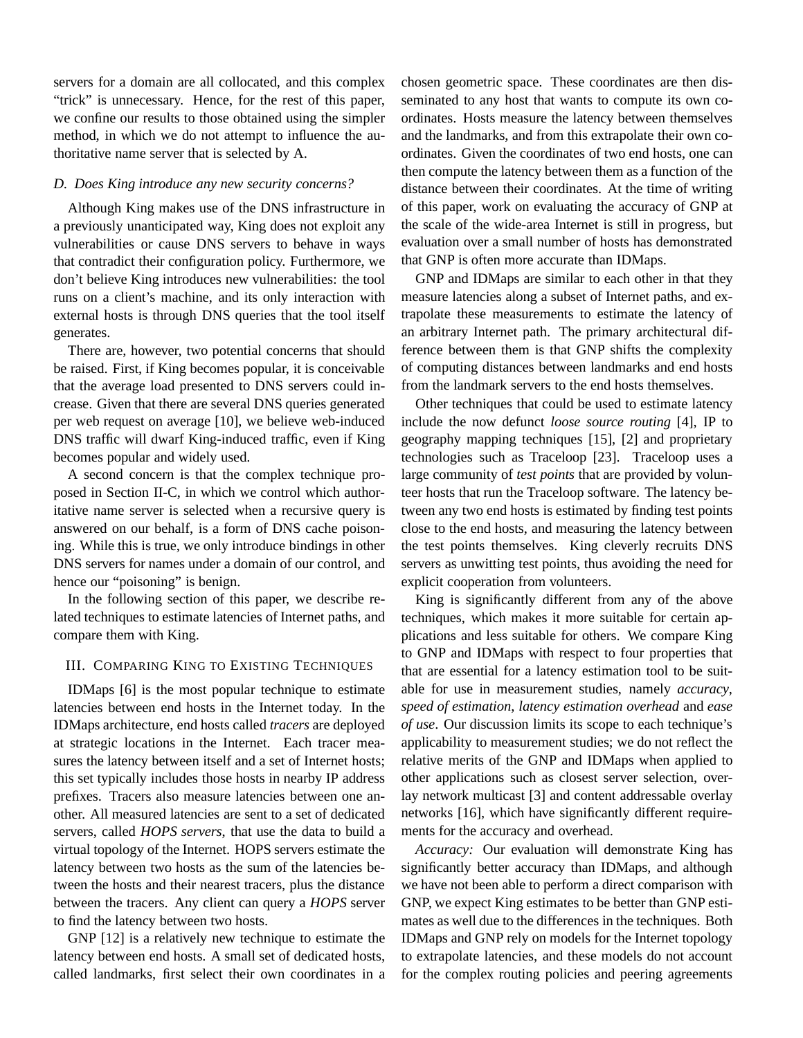servers for a domain are all collocated, and this complex "trick" is unnecessary. Hence, for the rest of this paper, we confine our results to those obtained using the simpler method, in which we do not attempt to influence the authoritative name server that is selected by A.

### *D. Does King introduce any new security concerns?*

Although King makes use of the DNS infrastructure in a previously unanticipated way, King does not exploit any vulnerabilities or cause DNS servers to behave in ways that contradict their configuration policy. Furthermore, we don't believe King introduces new vulnerabilities: the tool runs on a client's machine, and its only interaction with external hosts is through DNS queries that the tool itself generates.

There are, however, two potential concerns that should be raised. First, if King becomes popular, it is conceivable that the average load presented to DNS servers could increase. Given that there are several DNS queries generated per web request on average [10], we believe web-induced DNS traffic will dwarf King-induced traffic, even if King becomes popular and widely used.

A second concern is that the complex technique proposed in Section II-C, in which we control which authoritative name server is selected when a recursive query is answered on our behalf, is a form of DNS cache poisoning. While this is true, we only introduce bindings in other DNS servers for names under a domain of our control, and hence our "poisoning" is benign.

In the following section of this paper, we describe related techniques to estimate latencies of Internet paths, and compare them with King.

## III. Comparing King to Existing Techniques

IDMaps [6] is the most popular technique to estimate latencies between end hosts in the Internet today. In the IDMaps architecture, end hosts called *tracers* are deployed at strategic locations in the Internet. Each tracer measures the latency between itself and a set of Internet hosts; this set typically includes those hosts in nearby IP address prefixes. Tracers also measure latencies between one another. All measured latencies are sent to a set of dedicated servers, called *HOPS servers*, that use the data to build a virtual topology of the Internet. HOPS servers estimate the latency between two hosts as the sum of the latencies between the hosts and their nearest tracers, plus the distance between the tracers. Any client can query a *HOPS* server to find the latency between two hosts.

GNP [12] is a relatively new technique to estimate the latency between end hosts. A small set of dedicated hosts, called landmarks, first select their own coordinates in a chosen geometric space. These coordinates are then disseminated to any host that wants to compute its own coordinates. Hosts measure the latency between themselves and the landmarks, and from this extrapolate their own coordinates. Given the coordinates of two end hosts, one can then compute the latency between them as a function of the distance between their coordinates. At the time of writing of this paper, work on evaluating the accuracy of GNP at the scale of the wide-area Internet is still in progress, but evaluation over a small number of hosts has demonstrated that GNP is often more accurate than IDMaps.

GNP and IDMaps are similar to each other in that they measure latencies along a subset of Internet paths, and extrapolate these measurements to estimate the latency of an arbitrary Internet path. The primary architectural difference between them is that GNP shifts the complexity of computing distances between landmarks and end hosts from the landmark servers to the end hosts themselves.

Other techniques that could be used to estimate latency include the now defunct *loose source routing* [4], IP to geography mapping techniques [15], [2] and proprietary technologies such as Traceloop [23]. Traceloop uses a large community of *test points* that are provided by volunteer hosts that run the Traceloop software. The latency between any two end hosts is estimated by finding test points close to the end hosts, and measuring the latency between the test points themselves. King cleverly recruits DNS servers as unwitting test points, thus avoiding the need for explicit cooperation from volunteers.

King is significantly different from any of the above techniques, which makes it more suitable for certain applications and less suitable for others. We compare King to GNP and IDMaps with respect to four properties that that are essential for a latency estimation tool to be suitable for use in measurement studies, namely *accuracy*, *speed of estimation*, *latency estimation overhead* and *ease of use*. Our discussion limits its scope to each technique's applicability to measurement studies; we do not reflect the relative merits of the GNP and IDMaps when applied to other applications such as closest server selection, overlay network multicast [3] and content addressable overlay networks [16], which have significantly different requirements for the accuracy and overhead.

*Accuracy:* Our evaluation will demonstrate King has significantly better accuracy than IDMaps, and although we have not been able to perform a direct comparison with GNP, we expect King estimates to be better than GNP estimates as well due to the differences in the techniques. Both IDMaps and GNP rely on models for the Internet topology to extrapolate latencies, and these models do not account for the complex routing policies and peering agreements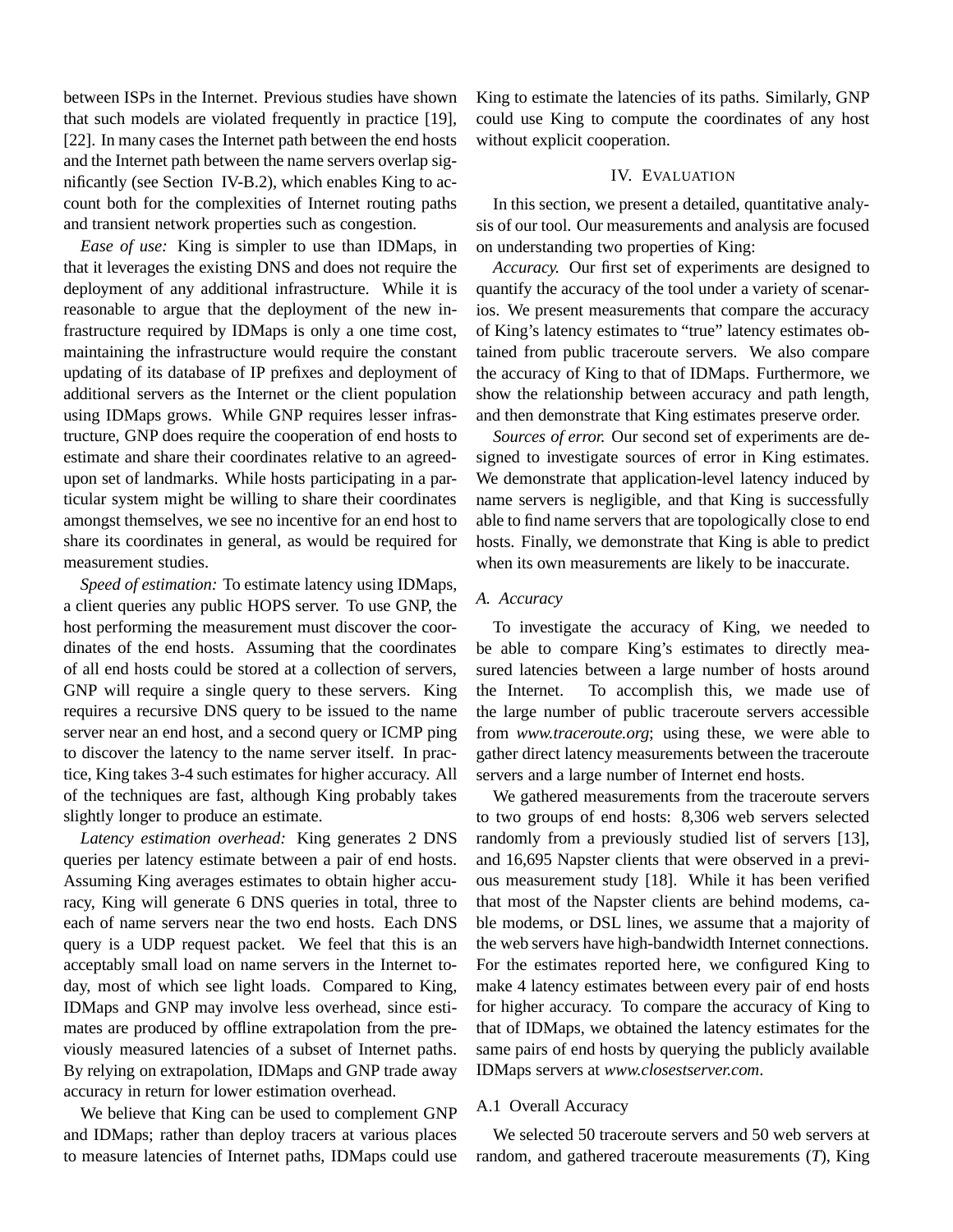between ISPs in the Internet. Previous studies have shown that such models are violated frequently in practice [19], [22]. In many cases the Internet path between the end hosts and the Internet path between the name servers overlap significantly (see Section IV-B.2), which enables King to account both for the complexities of Internet routing paths and transient network properties such as congestion.

*Ease of use:* King is simpler to use than IDMaps, in that it leverages the existing DNS and does not require the deployment of any additional infrastructure. While it is reasonable to argue that the deployment of the new infrastructure required by IDMaps is only a one time cost, maintaining the infrastructure would require the constant updating of its database of IP prefixes and deployment of additional servers as the Internet or the client population using IDMaps grows. While GNP requires lesser infrastructure, GNP does require the cooperation of end hosts to estimate and share their coordinates relative to an agreed-upon set of landmarks. While hosts participating in a particular system might be willing to share their coordinates amongst themselves, we see no incentive for an end host to share its coordinates in general, as would be required for measurement studies.

*Speed of estimation:* To estimate latency using IDMaps, a client queries any public HOPS server. To use GNP, the host performing the measurement must discover the coordinates of the end hosts. Assuming that the coordinates of all end hosts could be stored at a collection of servers, GNP will require a single query to these servers. King requires a recursive DNS query to be issued to the name server near an end host, and a second query or ICMP ping to discover the latency to the name server itself. In practice, King takes 3-4 such estimates for higher accuracy. All of the techniques are fast, although King probably takes slightly longer to produce an estimate.

*Latency estimation overhead:* King generates 2 DNS queries per latency estimate between a pair of end hosts. Assuming King averages estimates to obtain higher accuracy, King will generate 6 DNS queries in total, three to each of name servers near the two end hosts. Each DNS query is a UDP request packet. We feel that this is an acceptably small load on name servers in the Internet today, most of which see light loads. Compared to King, IDMaps and GNP may involve less overhead, since estimates are produced by offline extrapolation from the previously measured latencies of a subset of Internet paths. By relying on extrapolation, IDMaps and GNP trade away accuracy in return for lower estimation overhead.

We believe that King can be used to complement GNP and IDMaps; rather than deploy tracers at various places to measure latencies of Internet paths, IDMaps could use King to estimate the latencies of its paths. Similarly, GNP could use King to compute the coordinates of any host without explicit cooperation.

## IV. Evaluation

In this section, we present a detailed, quantitative analysis of our tool. Our measurements and analysis are focused on understanding two properties of King:

*Accuracy.* Our first set of experiments are designed to quantify the accuracy of the tool under a variety of scenarios. We present measurements that compare the accuracy of King's latency estimates to "true" latency estimates obtained from public traceroute servers. We also compare the accuracy of King to that of IDMaps. Furthermore, we show the relationship between accuracy and path length, and then demonstrate that King estimates preserve order.

*Sources of error.* Our second set of experiments are designed to investigate sources of error in King estimates. We demonstrate that application-level latency induced by name servers is negligible, and that King is successfully able to find name servers that are topologically close to end hosts. Finally, we demonstrate that King is able to predict when its own measurements are likely to be inaccurate.

### A. Accuracy

To investigate the accuracy of King, we needed to be able to compare King's estimates to directly measured latencies between a large number of hosts around the Internet. To accomplish this, we made use of the large number of public traceroute servers accessible from *www.traceroute.org*; using these, we were able to gather direct latency measurements between the traceroute servers and a large number of Internet end hosts.

We gathered measurements from the traceroute servers to two groups of end hosts: 8,306 web servers selected randomly from a previously studied list of servers [13], and 16,695 Napster clients that were observed in a previous measurement study [18]. While it has been verified that most of the Napster clients are behind modems, cable modems, or DSL lines, we assume that a majority of the web servers have high-bandwidth Internet connections. For the estimates reported here, we configured King to make 4 latency estimates between every pair of end hosts for higher accuracy. To compare the accuracy of King to that of IDMaps, we obtained the latency estimates for the same pairs of end hosts by querying the publicly available IDMaps servers at *www.closestserver.com*.

#### A.1 Overall Accuracy

We selected 50 traceroute servers and 50 web servers at random, and gathered traceroute measurements (*T*), King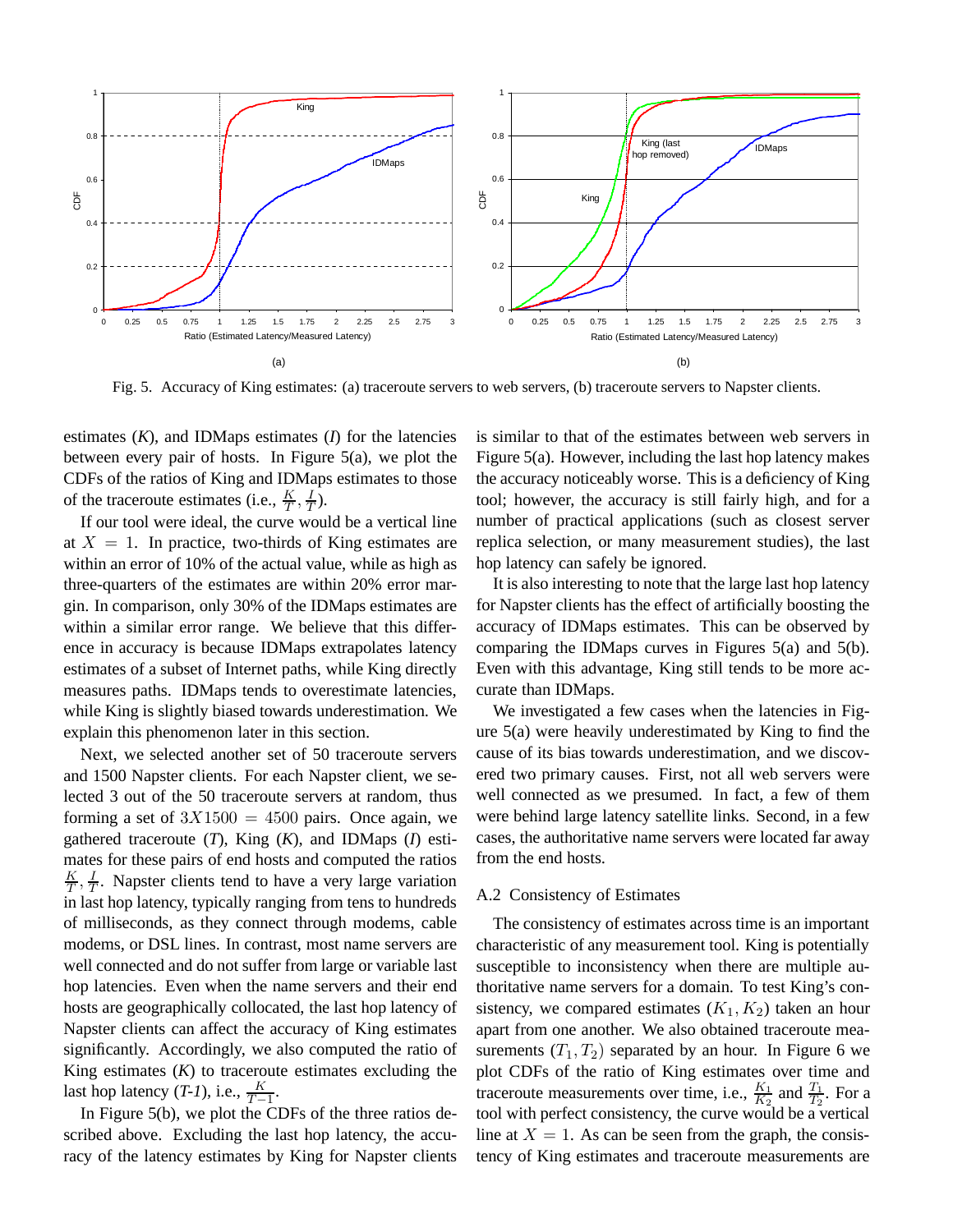Fig. 5. Accuracy of King estimates: (a) traceroute servers to web servers, (b) traceroute servers to Napster clients.

estimates (*K*), and IDMaps estimates (*I*) for the latencies between every pair of hosts. In Figure 5(a), we plot the CDFs of the ratios of King and IDMaps estimates to those of the traceroute estimates (i.e., $\frac{K}{T}, \frac{I}{T}$).

If our tool were ideal, the curve would be a vertical line at $X = 1$. In practice, two-thirds of King estimates are within an error of 10% of the actual value, while as high as three-quarters of the estimates are within 20% error margin. In comparison, only 30% of the IDMaps estimates are within a similar error range. We believe that this difference in accuracy is because IDMaps extrapolates latency estimates of a subset of Internet paths, while King directly measures paths. IDMaps tends to overestimate latencies, while King is slightly biased towards underestimation. We explain this phenomenon later in this section.

Next, we selected another set of 50 traceroute servers and 1500 Napster clients. For each Napster client, we selected 3 out of the 50 traceroute servers at random, thus forming a set of $3X1500 = 4500$ pairs. Once again, we gathered traceroute (*T*), King (*K*), and IDMaps (*I*) estimates for these pairs of end hosts and computed the ratios $\frac{K}{T}, \frac{I}{T}$. Napster clients tend to have a very large variation in last hop latency, typically ranging from tens to hundreds of milliseconds, as they connect through modems, cable modems, or DSL lines. In contrast, most name servers are well connected and do not suffer from large or variable last hop latencies. Even when the name servers and their end hosts are geographically collocated, the last hop latency of Napster clients can affect the accuracy of King estimates significantly. Accordingly, we also computed the ratio of King estimates (*K*) to traceroute estimates excluding the last hop latency (*T-1*), i.e., $\frac{K}{T-1}$.

In Figure 5(b), we plot the CDFs of the three ratios described above. Excluding the last hop latency, the accuracy of the latency estimates by King for Napster clients is similar to that of the estimates between web servers in Figure 5(a). However, including the last hop latency makes the accuracy noticeably worse. This is a deficiency of King tool; however, the accuracy is still fairly high, and for a number of practical applications (such as closest server replica selection, or many measurement studies), the last hop latency can safely be ignored.

It is also interesting to note that the large last hop latency for Napster clients has the effect of artificially boosting the accuracy of IDMaps estimates. This can be observed by comparing the IDMaps curves in Figures 5(a) and 5(b). Even with this advantage, King still tends to be more accurate than IDMaps.

We investigated a few cases when the latencies in Figure 5(a) were heavily underestimated by King to find the cause of its bias towards underestimation, and we discovered two primary causes. First, not all web servers were well connected as we presumed. In fact, a few of them were behind large latency satellite links. Second, in a few cases, the authoritative name servers were located far away from the end hosts.

### A.2 Consistency of Estimates

The consistency of estimates across time is an important characteristic of any measurement tool. King is potentially susceptible to inconsistency when there are multiple authoritative name servers for a domain. To test King's consistency, we compared estimates $(K_1, K_2)$ taken an hour apart from one another. We also obtained traceroute measurements $(T_1, T_2)$ separated by an hour. In Figure 6 we plot CDFs of the ratio of King estimates over time and traceroute measurements over time, i.e., $\frac{K_1}{K_2}$ and $\frac{T_1}{T_2}$. For a tool with perfect consistency, the curve would be a vertical line at $X = 1$. As can be seen from the graph, the consistency of King estimates and traceroute measurements are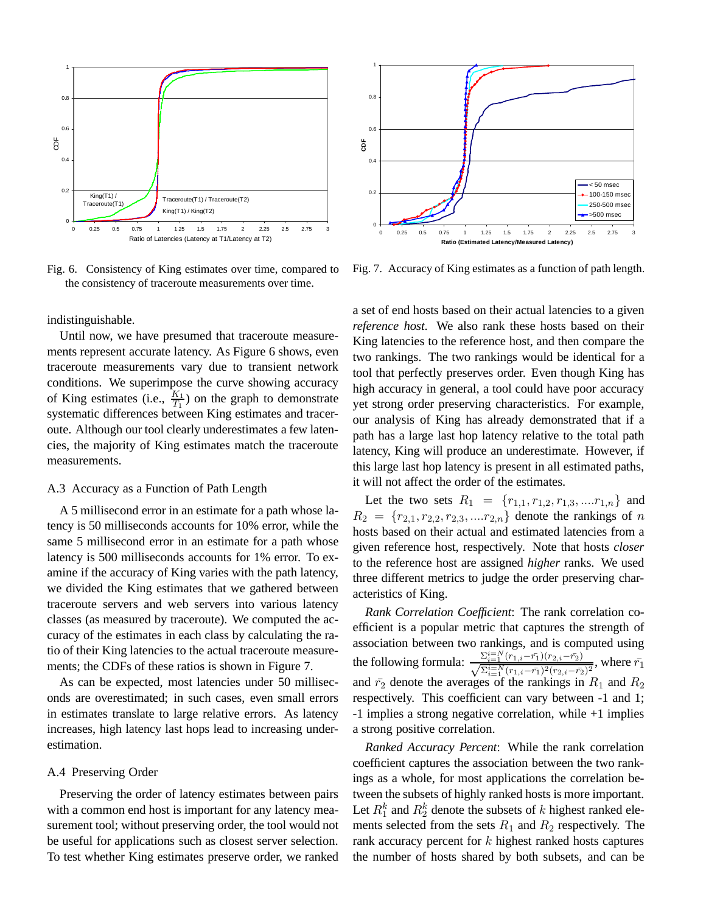Fig. 6. Consistency of King estimates over time, compared to the consistency of traceroute measurements over time.

Fig. 7. Accuracy of King estimates as a function of path length.

indistinguishable.

Until now, we have presumed that traceroute measurements represent accurate latency. As Figure 6 shows, even traceroute measurements vary due to transient network conditions. We superimpose the curve showing accuracy of King estimates (i.e., $\frac{K_1}{T_1}$) on the graph to demonstrate systematic differences between King estimates and traceroute. Although our tool clearly underestimates a few latencies, the majority of King estimates match the traceroute measurements.

### A.3 Accuracy as a Function of Path Length

A 5 millisecond error in an estimate for a path whose latency is 50 milliseconds accounts for 10% error, while the same 5 millisecond error in an estimate for a path whose latency is 500 milliseconds accounts for 1% error. To examine if the accuracy of King varies with the path latency, we divided the King estimates that we gathered between traceroute servers and web servers into various latency classes (as measured by traceroute). We computed the accuracy of the estimates in each class by calculating the ratio of their King latencies to the actual traceroute measurements; the CDFs of these ratios is shown in Figure 7.

As can be expected, most latencies under 50 milliseconds are overestimated; in such cases, even small errors in estimates translate to large relative errors. As latency increases, high latency last hops lead to increasing underestimation.

### A.4 Preserving Order

Preserving the order of latency estimates between pairs with a common end host is important for any latency measurement tool; without preserving order, the tool would not be useful for applications such as closest server selection. To test whether King estimates preserve order, we ranked a set of end hosts based on their actual latencies to a given *reference host*. We also rank these hosts based on their King latencies to the reference host, and then compare the two rankings. The two rankings would be identical for a tool that perfectly preserves order. Even though King has high accuracy in general, a tool could have poor accuracy yet strong order preserving characteristics. For example, our analysis of King has already demonstrated that if a path has a large last hop latency relative to the total path latency, King will produce an underestimate. However, if this large last hop latency is present in all estimated paths, it will not affect the order of the estimates.

Let the two sets $R_1 = \{r_{1,1}, r_{1,2}, r_{1,3}, ....r_{1,n}\}$ and $R_2 = \{r_{2,1}, r_{2,2}, r_{2,3}, ....r_{2,n}\}$ denote the rankings of $n$ hosts based on their actual and estimated latencies from a given reference host, respectively. Note that hosts *closer* to the reference host are assigned *higher* ranks. We used three different metrics to judge the order preserving characteristics of King.

*Rank Correlation Coefficient*: The rank correlation coefficient is a popular metric that captures the strength of association between two rankings, and is computed using the following formula: $\frac{\Sigma_{i=1}^{i=N}(r_{1,i}-\bar{r_1})(r_{2,i}-\bar{r_2})}{\sqrt{\Sigma_{i=1}^{i=N}(r_{1,i}-\bar{r_1})^2(r_{2,i}-\bar{r_2})^2}}$, where $\bar{r_1}$ and $\bar{r_2}$ denote the averages of the rankings in $R_1$ and $R_2$ respectively. This coefficient can vary between -1 and 1; -1 implies a strong negative correlation, while +1 implies a strong positive correlation.

*Ranked Accuracy Percent*: While the rank correlation coefficient captures the association between the two rankings as a whole, for most applications the correlation between the subsets of highly ranked hosts is more important. Let $R_1^k$ and $R_2^k$ denote the subsets of $k$ highest ranked elements selected from the sets $R_1$ and $R_2$ respectively. The rank accuracy percent for $k$ highest ranked hosts captures the number of hosts shared by both subsets, and can be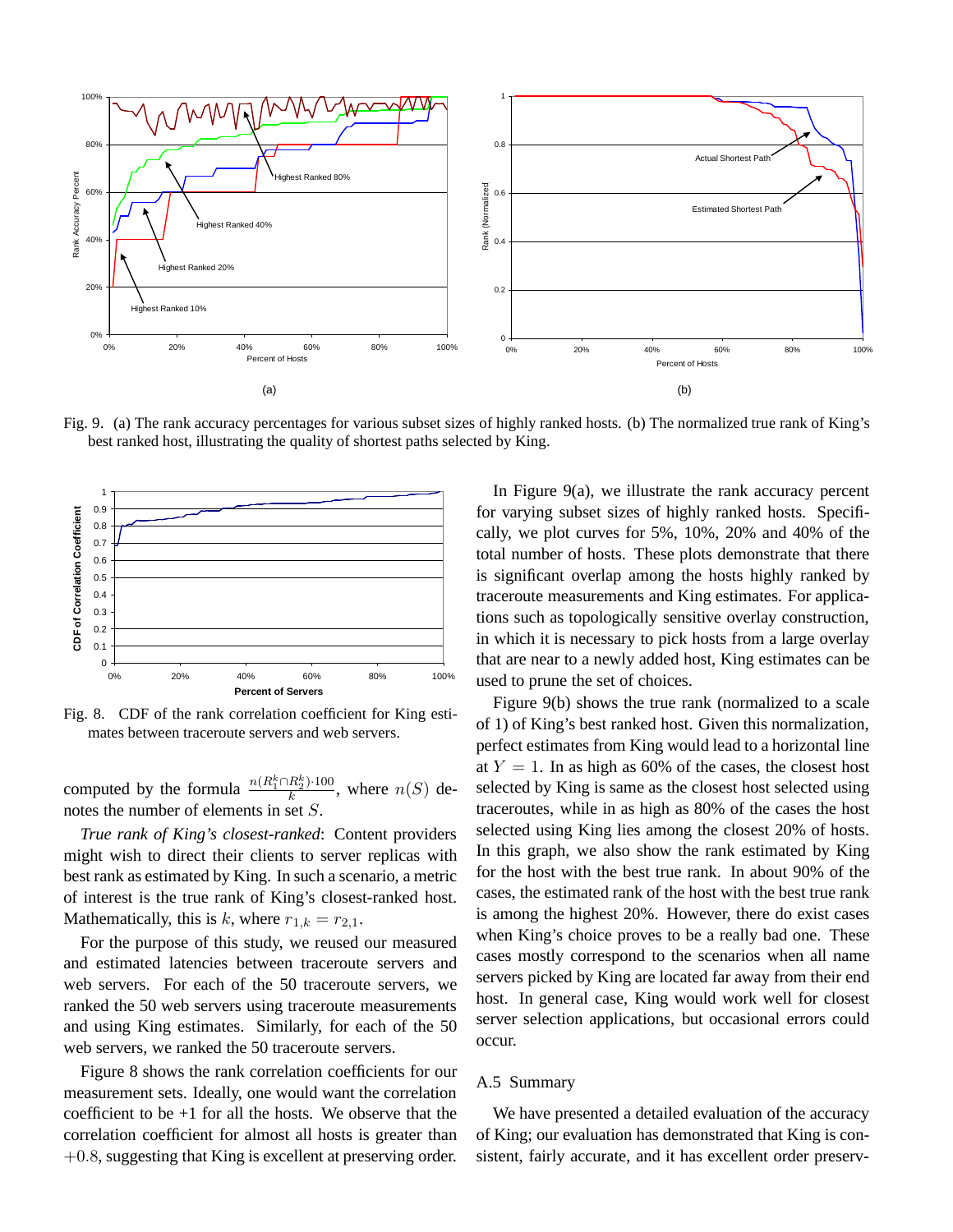Fig. 9. (a) The rank accuracy percentages for various subset sizes of highly ranked hosts. (b) The normalized true rank of King's best ranked host, illustrating the quality of shortest paths selected by King.

Fig. 8. CDF of the rank correlation coefficient for King estimates between traceroute servers and web servers.

computed by the formula $\frac{n(R_1^k \cap R_2^k)\cdot 100}{k}$, where $n(S)$ denotes the number of elements in set $S$.

*True rank of King's closest-ranked*: Content providers might wish to direct their clients to server replicas with best rank as estimated by King. In such a scenario, a metric of interest is the true rank of King's closest-ranked host. Mathematically, this is $k$, where $r_{1,k} = r_{2,1}$.

For the purpose of this study, we reused our measured and estimated latencies between traceroute servers and web servers. For each of the 50 traceroute servers, we ranked the 50 web servers using traceroute measurements and using King estimates. Similarly, for each of the 50 web servers, we ranked the 50 traceroute servers.

Figure 8 shows the rank correlation coefficients for our measurement sets. Ideally, one would want the correlation coefficient to be +1 for all the hosts. We observe that the correlation coefficient for almost all hosts is greater than $+0.8$, suggesting that King is excellent at preserving order.

In Figure 9(a), we illustrate the rank accuracy percent for varying subset sizes of highly ranked hosts. Specifically, we plot curves for 5%, 10%, 20% and 40% of the total number of hosts. These plots demonstrate that there is significant overlap among the hosts highly ranked by traceroute measurements and King estimates. For applications such as topologically sensitive overlay construction, in which it is necessary to pick hosts from a large overlay that are near to a newly added host, King estimates can be used to prune the set of choices.

Figure 9(b) shows the true rank (normalized to a scale of 1) of King's best ranked host. Given this normalization, perfect estimates from King would lead to a horizontal line at $Y = 1$. In as high as 60% of the cases, the closest host selected by King is same as the closest host selected using traceroutes, while in as high as 80% of the cases the host selected using traceroutes lies among the closest 20% of hosts. In this graph, we also show the rank estimated by King for the host with the best true rank. In about 90% of the cases, the estimated rank of the host with the best true rank is among the highest 20%. However, there do exist cases when King's choice proves to be a really bad one. These cases mostly correspond to the scenarios when all name servers picked by King are located far away from their end host. In general case, King would work well for closest server selection applications, but occasional errors could occur.

### A.5 Summary

We have presented a detailed evaluation of the accuracy of King; our evaluation has demonstrated that King is consistent, fairly accurate, and it has excellent order preserv-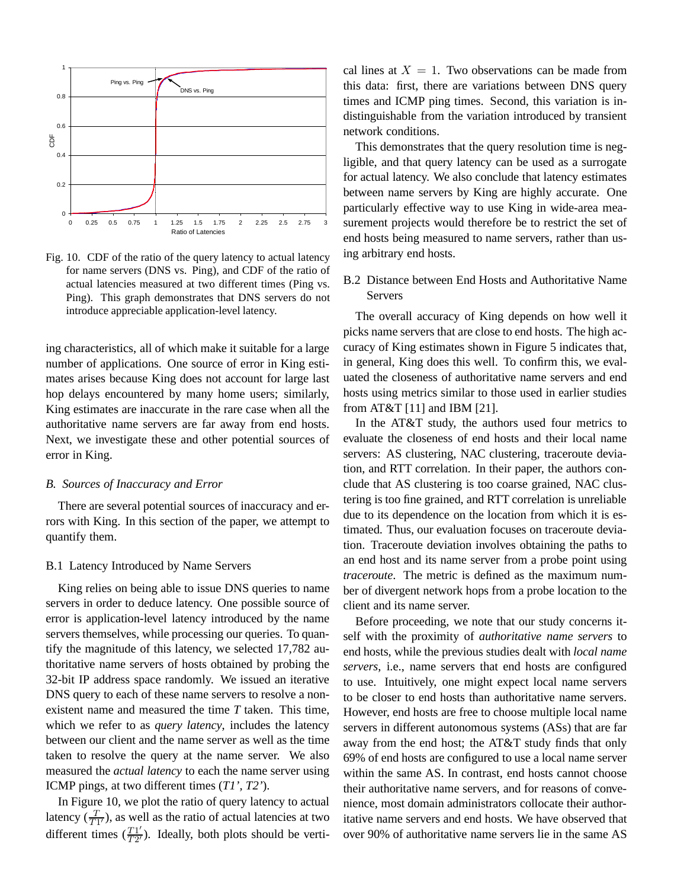Fig. 10. CDF of the ratio of the query latency to actual latency for name servers (DNS vs. Ping), and CDF of the ratio of actual latencies measured at two different times (Ping vs. Ping). This graph demonstrates that DNS servers do not introduce appreciable application-level latency.

ing characteristics, all of which make it suitable for a large number of applications. One source of error in King estimates arises because King does not account for large last hop delays encountered by many home users; similarly, King estimates are inaccurate in the rare case when all the authoritative name servers are far away from end hosts. Next, we investigate these and other potential sources of error in King.

### *B. Sources of Inaccuracy and Error*

There are several potential sources of inaccuracy and errors with King. In this section of the paper, we attempt to quantify them.

#### B.1 Latency Introduced by Name Servers

King relies on being able to issue DNS queries to name servers in order to deduce latency. One possible source of error is application-level latency introduced by the name servers themselves, while processing our queries. To quantify the magnitude of this latency, we selected 17,782 authoritative name servers of hosts obtained by probing the 32-bit IP address space randomly. We issued an iterative DNS query to each of these name servers to resolve a non-existent name and measured the time *T* taken. This time, which we refer to as *query latency*, includes the latency between our client and the name server as well as the time taken to resolve the query at the name server. We also measured the *actual latency* to each the name server using ICMP pings, at two different times (*T1', T2'*).

In Figure 10, we plot the ratio of query latency to actual latency ($\frac{T}{T1'}$), as well as the ratio of actual latencies at two different times ($\frac{T1'}{T2'}$). Ideally, both plots should be vertical lines at $X = 1$. Two observations can be made from this data: first, there are variations between DNS query times and ICMP ping times. Second, this variation is indistinguishable from the variation introduced by transient network conditions.

This demonstrates that the query resolution time is negligible, and that query latency can be used as a surrogate for actual latency. We also conclude that latency estimates between name servers by King are highly accurate. One particularly effective way to use King in wide-area measurement projects would therefore be to restrict the set of end hosts being measured to name servers, rather than using arbitrary end hosts.

#### B.2 Distance between End Hosts and Authoritative Name Servers

The overall accuracy of King depends on how well it picks name servers that are close to end hosts. The high accuracy of King estimates shown in Figure 5 indicates that, in general, King does this well. To confirm this, we evaluated the closeness of authoritative name servers and end hosts using metrics similar to those used in earlier studies from AT&T [11] and IBM [21].

In the AT&T study, the authors used four metrics to evaluate the closeness of end hosts and their local name servers: AS clustering, NAC clustering, traceroute deviation, and RTT correlation. In their paper, the authors conclude that AS clustering is too coarse grained, NAC clustering is too fine grained, and RTT correlation is unreliable due to its dependence on the location from which it is estimated. Thus, our evaluation focuses on traceroute deviation. Traceroute deviation involves obtaining the paths to an end host and its name server from a probe point using *traceroute*. The metric is defined as the maximum number of divergent network hops from a probe location to the client and its name server.

Before proceeding, we note that our study concerns itself with the proximity of *authoritative name servers* to end hosts, while the previous studies dealt with *local name servers*, i.e., name servers that end hosts are configured to use. Intuitively, one might expect local name servers to be closer to end hosts than authoritative name servers. However, end hosts are free to choose multiple local name servers in different autonomous systems (ASs) that are far away from the end host; the AT&T study finds that only 69% of end hosts are configured to use a local name server within the same AS. In contrast, end hosts cannot choose their authoritative name servers, and for reasons of convenience, most domain administrators collocate their authoritative name servers and end hosts. We have observed that over 90% of authoritative name servers lie in the same AS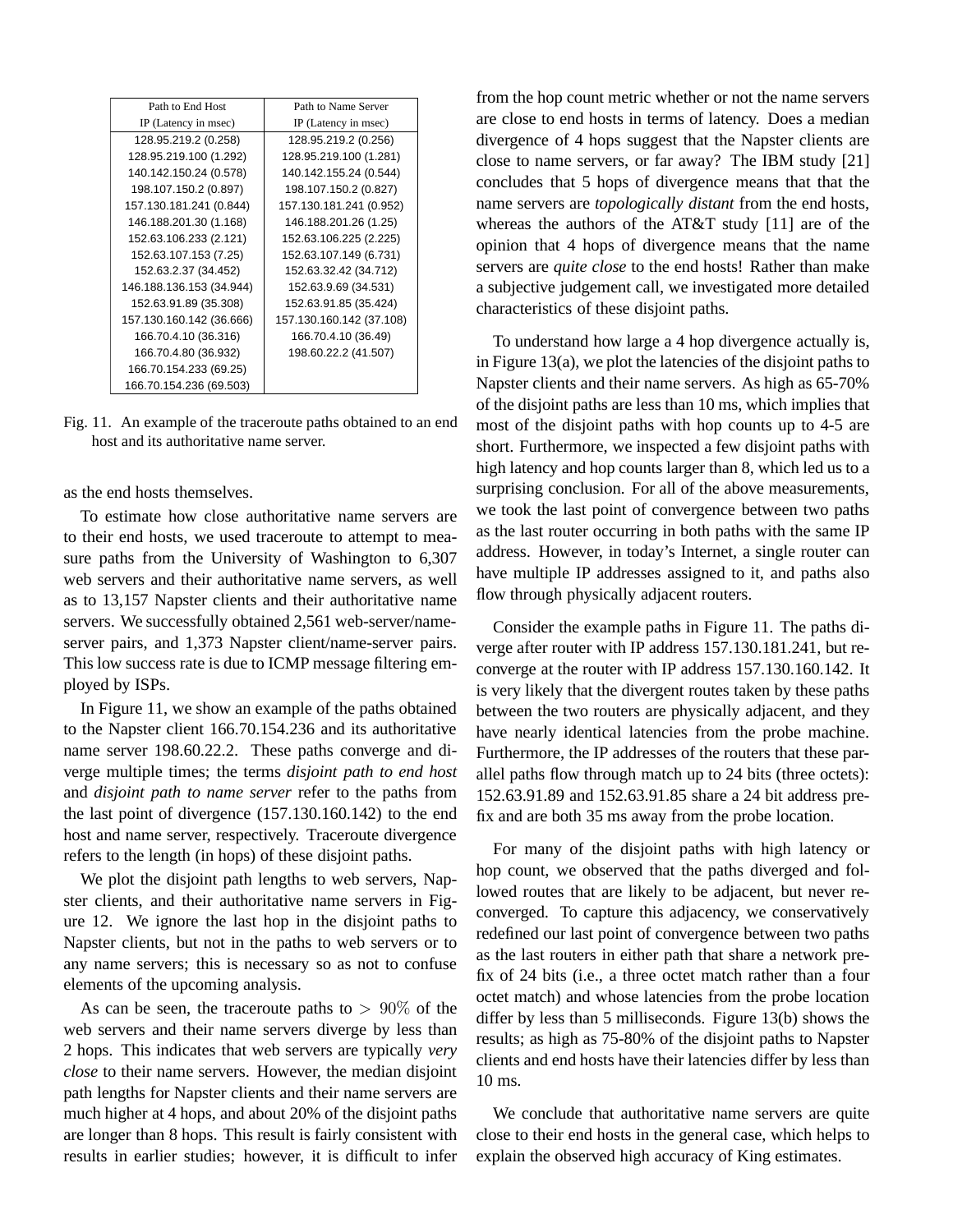| Path to End Host IP (Latency in msec) | Path to Name Server IP (Latency in msec) |
|---|---|
| 128.95.219.2 (0.258) | 128.95.219.2 (0.256) |
| 128.95.219.100 (1.292) | 128.95.219.100 (1.281) |
| 140.142.150.24 (0.578) | 140.142.155.24 (0.544) |
| 198.107.150.2 (0.897) | 198.107.150.2 (0.827) |
| 157.130.181.241 (0.844) | 157.130.181.241 (0.952) |
| 146.188.201.30 (1.168) | 146.188.201.26 (1.25) |
| 152.63.106.233 (2.121) | 152.63.106.225 (2.225) |
| 152.63.107.153 (7.25) | 152.63.107.149 (6.731) |
| 152.63.2.37 (34.452) | 152.63.32.42 (34.712) |
| 146.188.136.153 (34.944) | 152.63.9.69 (34.531) |
| 152.63.91.89 (35.308) | 152.63.91.85 (35.424) |
| 157.130.160.142 (36.666) | 157.130.160.142 (37.108) |
| 166.70.4.10 (36.316) | 166.70.4.10 (36.49) |
| 166.70.4.80 (36.932) | 198.60.22.2 (41.507) |
| 166.70.154.233 (69.25) | |
| 166.70.154.236 (69.503) | |

Fig. 11. An example of the traceroute paths obtained to an end host and its authoritative name server.

as the end hosts themselves.

To estimate how close authoritative name servers are to their end hosts, we used traceroute to attempt to measure paths from the University of Washington to 6,307 web servers and their authoritative name servers, as well as to 13,157 Napster clients and their authoritative name servers. We successfully obtained 2,561 web-server/name-server pairs, and 1,373 Napster client/name-server pairs. This low success rate is due to ICMP message filtering employed by ISPs.

In Figure 11, we show an example of the paths obtained to the Napster client 166.70.154.236 and its authoritative name server 198.60.22.2. These paths converge and diverge multiple times; the terms *disjoint path to end host* and *disjoint path to name server* refer to the paths from the last point of divergence (157.130.160.142) to the end host and name server, respectively. Traceroute divergence refers to the length (in hops) of these disjoint paths.

We plot the disjoint path lengths to web servers, Napster clients, and their authoritative name servers in Figure 12. We ignore the last hop in the disjoint paths to Napster clients, but not in the paths to web servers or to any name servers; this is necessary so as not to confuse elements of the upcoming analysis.

As can be seen, the traceroute paths to $> 90\%$ of the web servers and their name servers diverge by less than 2 hops. This indicates that web servers are typically *very close* to their name servers. However, the median disjoint path lengths for Napster clients and their name servers are much higher at 4 hops, and about 20% of the disjoint paths are longer than 8 hops. This result is fairly consistent with results in earlier studies; however, it is difficult to infer from the hop count metric whether or not the name servers are close to end hosts in terms of latency. Does a median divergence of 4 hops suggest that the Napster clients are close to name servers, or far away? The IBM study [21] concludes that 5 hops of divergence means that that the name servers are *topologically distant* from the end hosts, whereas the authors of the AT&T study [11] are of the opinion that 4 hops of divergence means that the name servers are *quite close* to the end hosts! Rather than make a subjective judgement call, we investigated more detailed characteristics of these disjoint paths.

To understand how large a 4 hop divergence actually is, in Figure 13(a), we plot the latencies of the disjoint paths to Napster clients and their name servers. As high as 65-70% of the disjoint paths are less than 10 ms, which implies that most of the disjoint paths with hop counts up to 4-5 are short. Furthermore, we inspected a few disjoint paths with high latency and hop counts larger than 8, which led us to a surprising conclusion. For all of the above measurements, we took the last point of convergence between two paths as the last router occurring in both paths with the same IP address. However, in today's Internet, a single router can have multiple IP addresses assigned to it, and paths also flow through physically adjacent routers.

Consider the example paths in Figure 11. The paths diverge after router with IP address 157.130.181.241, but reconverge at the router with IP address 157.130.160.142. It is very likely that the divergent routes taken by these paths between the two routers are physically adjacent, and they have nearly identical latencies from the probe machine. Furthermore, the IP addresses of the routers that these parallel paths flow through match up to 24 bits (three octets): 152.63.91.89 and 152.63.91.85 share a 24 bit address prefix and are both 35 ms away from the probe location.

For many of the disjoint paths with high latency or hop count, we observed that the paths diverged and followed routes that are likely to be adjacent, but never reconverged. To capture this adjacency, we conservatively redefined our last point of convergence between two paths as the last routers in either path that share a network prefix of 24 bits (i.e., a three octet match rather than a four octet match) and whose latencies from the probe location differ by less than 5 milliseconds. Figure 13(b) shows the results; as high as 75-80% of the disjoint paths to Napster clients and end hosts have their latencies differ by less than 10 ms.

We conclude that authoritative name servers are quite close to their end hosts in the general case, which helps to explain the observed high accuracy of King estimates.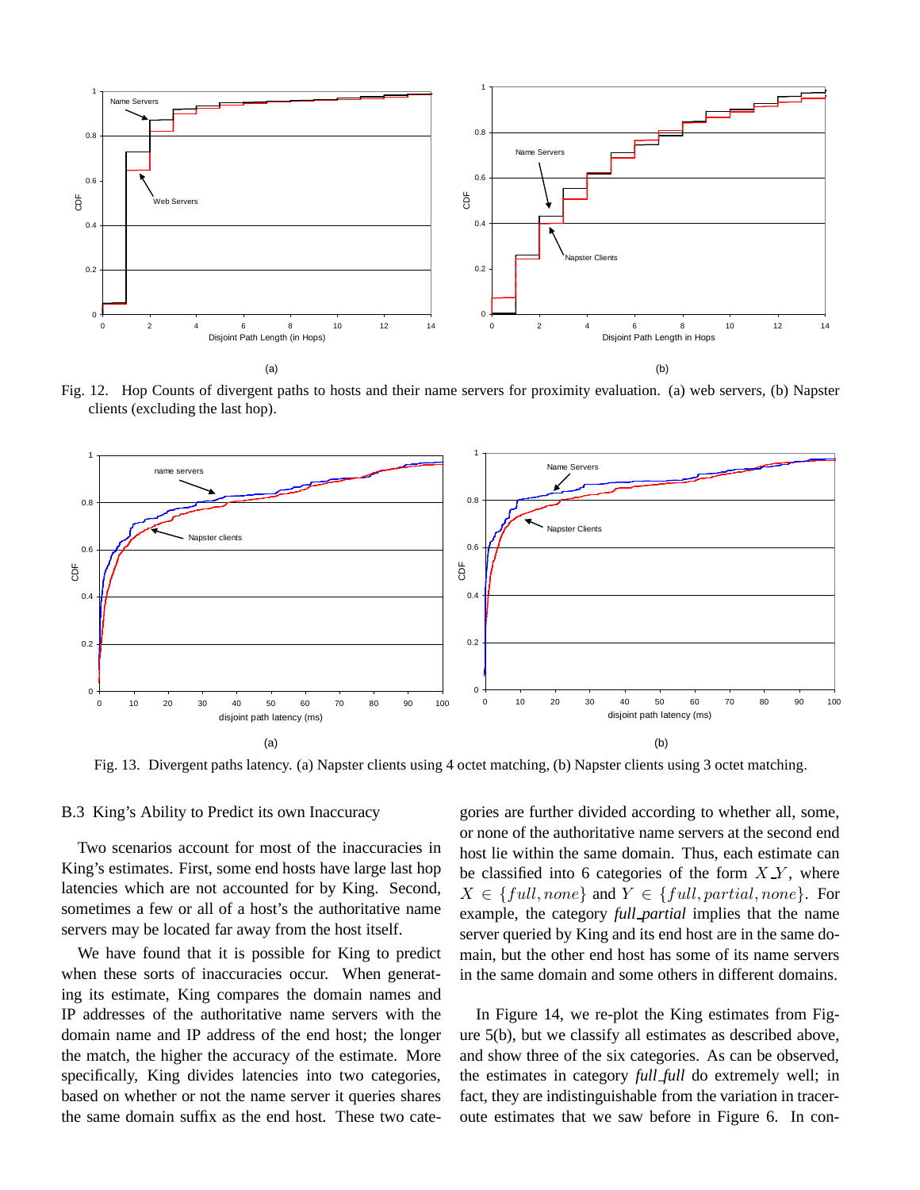Fig. 12. Hop Counts of divergent paths to hosts and their name servers for proximity evaluation. (a) web servers, (b) Napster clients (excluding the last hop).

Fig. 13. Divergent paths latency. (a) Napster clients using 4 octet matching, (b) Napster clients using 3 octet matching.

### B.3 King's Ability to Predict its own Inaccuracy

Two scenarios account for most of the inaccuracies in King's estimates. First, some end hosts have large last hop latencies which are not accounted for by King. Second, sometimes a few or all of a host's the authoritative name servers may be located far away from the host itself.

We have found that it is possible for King to predict when these sorts of inaccuracies occur. When generating its estimate, King compares the domain names and IP addresses of the authoritative name servers with the domain name and IP address of the end host; the longer the match, the higher the accuracy of the estimate. More specifically, King divides latencies into two categories, based on whether or not the name server it queries shares the same domain suffix as the end host. These two categories are further divided according to whether all, some, or none of the authoritative name servers at the second end host lie within the same domain. Thus, each estimate can be classified into 6 categories of the form $X\_Y$, where $X \in \{full, none\}$ and $Y \in \{full, partial, none\}$. For example, the category *full_partial* implies that the name server queried by King and its end host are in the same domain, but the other end host has some of its name servers in the same domain and some others in different domains.

In Figure 14, we re-plot the King estimates from Figure 5(b), but we classify all estimates as described above, and show three of the six categories. As can be observed, the estimates in category *full_full* do extremely well; in fact, they are indistinguishable from the variation in traceroute estimates that we saw before in Figure 6. In con-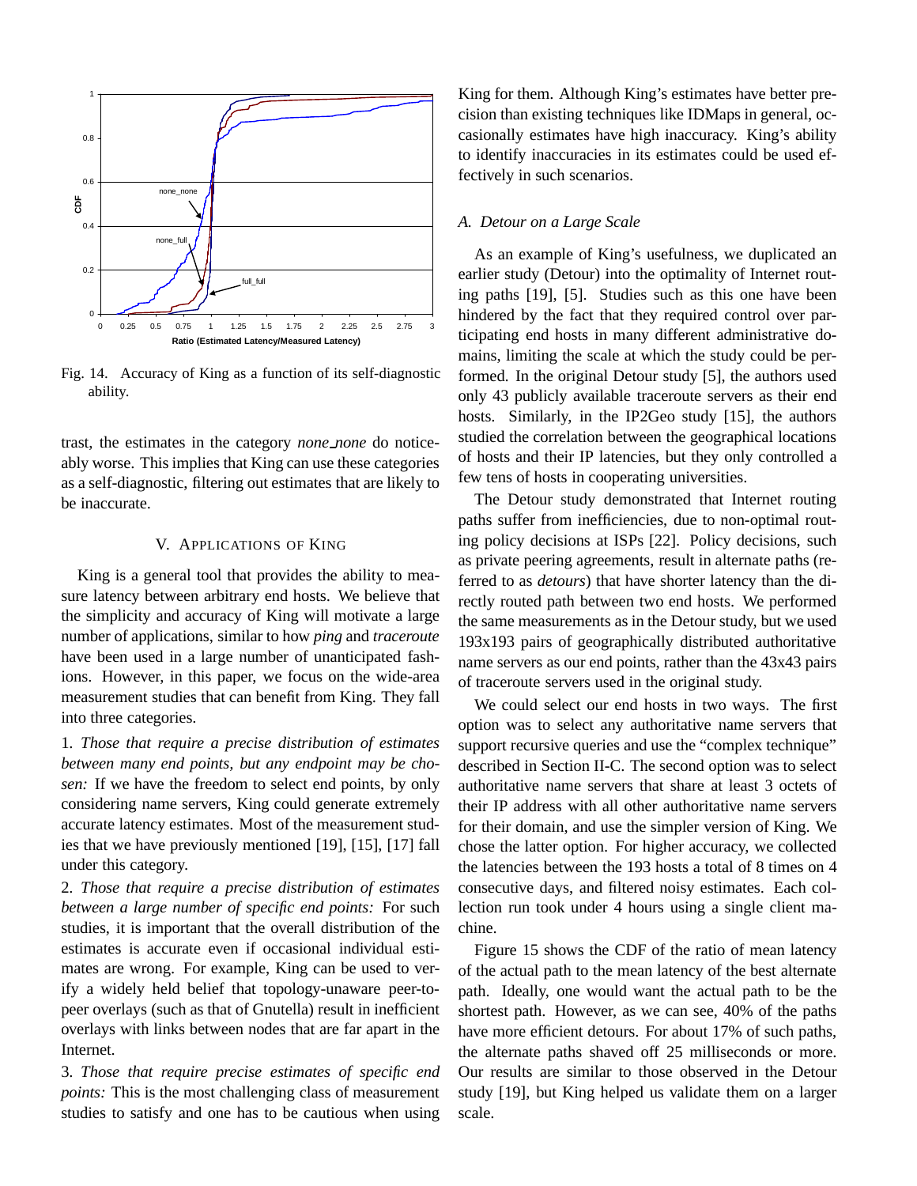Fig. 14. Accuracy of King as a function of its self-diagnostic ability.

trast, the estimates in the category *none_none* do noticeably worse. This implies that King can use these categories as a self-diagnostic, filtering out estimates that are likely to be inaccurate.

## V. Applications of King

King is a general tool that provides the ability to measure latency between arbitrary end hosts. We believe that the simplicity and accuracy of King will motivate a large number of applications, similar to how *ping* and *traceroute* have been used in a large number of unanticipated fashions. However, in this paper, we focus on the wide-area measurement studies that can benefit from King. They fall into three categories.

1. *Those that require a precise distribution of estimates between many end points, but any endpoint may be chosen:* If we have the freedom to select end points, by only considering name servers, King could generate extremely accurate latency estimates. Most of the measurement studies that we have previously mentioned [19], [15], [17] fall under this category.

2. *Those that require a precise distribution of estimates between a large number of specific end points:* For such studies, it is important that the overall distribution of the estimates is accurate even if occasional individual estimates are wrong. For example, King can be used to verify a widely held belief that topology-unaware peer-to-peer overlays (such as that of Gnutella) result in inefficient overlays with links between nodes that are far apart in the Internet.

3. *Those that require precise estimates of specific end points:* This is the most challenging class of measurement studies to satisfy and one has to be cautious when using King for them. Although King's estimates have better precision than existing techniques like IDMaps in general, occasionally estimates have high inaccuracy. King's ability to identify inaccuracies in its estimates could be used effectively in such scenarios.

### A. Detour on a Large Scale

As an example of King's usefulness, we duplicated an earlier study (Detour) into the optimality of Internet routing paths [19], [5]. Studies such as this one have been hindered by the fact that they required control over participating end hosts in many different administrative domains, limiting the scale at which the study could be performed. In the original Detour study [5], the authors used only 43 publicly available traceroute servers as their end hosts. Similarly, in the IP2Geo study [15], the authors studied the correlation between the geographical locations of hosts and their IP latencies, but they only controlled a few tens of hosts in cooperating universities.

The Detour study demonstrated that Internet routing paths suffer from inefficiencies, due to non-optimal routing policy decisions at ISPs [22]. Policy decisions, such as private peering agreements, result in alternate paths (referred to as *detours*) that have shorter latency than the directly routed path between two end hosts. We performed the same measurements as in the Detour study, but we used 193x193 pairs of geographically distributed authoritative name servers as our end points, rather than the 43x43 pairs of traceroute servers used in the original study.

We could select our end hosts in two ways. The first option was to select any authoritative name servers that support recursive queries and use the "complex technique" described in Section II-C. The second option was to select authoritative name servers that share at least 3 octets of their IP address with all other authoritative name servers for their domain, and use the simpler version of King. We chose the latter option. For higher accuracy, we collected the latencies between the 193 hosts a total of 8 times on 4 consecutive days, and filtered noisy estimates. Each collection run took under 4 hours using a single client machine.

Figure 15 shows the CDF of the ratio of mean latency of the actual path to the mean latency of the best alternate path. Ideally, one would want the actual path to be the shortest path. However, as we can see, 40% of the paths have more efficient detours. For about 17% of such paths, the alternate paths shaved off 25 milliseconds or more. Our results are similar to those observed in the Detour study [19], but King helped us validate them on a larger scale.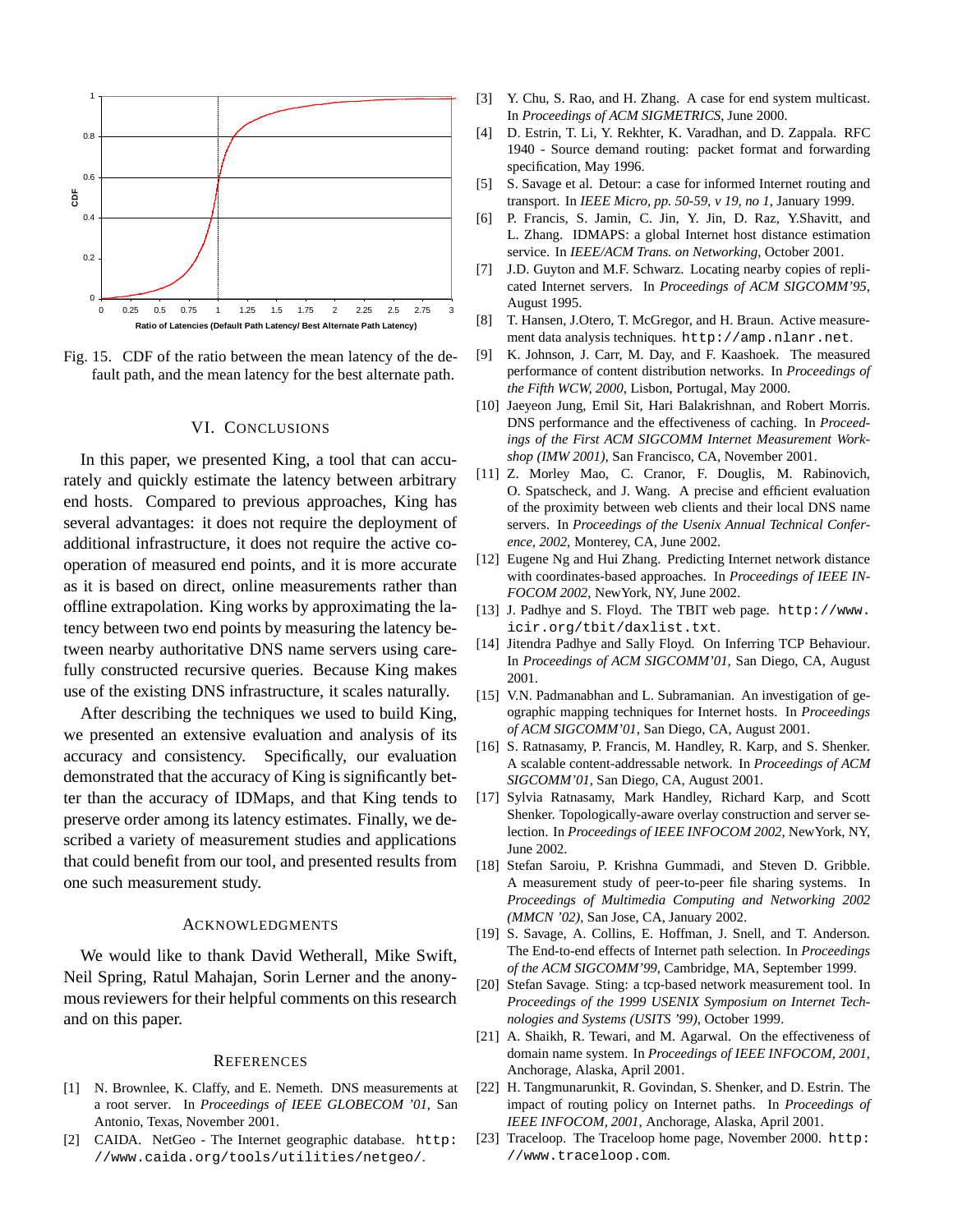1

0.8

0.6

CDF

0.4

0.2

0

0 0.25 0.5 0.75 1 1.25 1.5 1.75 2 2.25 2.5 2.75 3

Ratio of Latencies (Default Path Latency/ Best Alternate Path Latency)

Fig. 15. CDF of the ratio between the mean latency of the default path, and the mean latency for the best alternate path.

## VI. Conclusions

In this paper, we presented King, a tool that can accurately and quickly estimate the latency between arbitrary end hosts. Compared to previous approaches, King has several advantages: it does not require the deployment of additional infrastructure, it does not require the active cooperation of measured end points, and it is more accurate as it is based on direct, online measurements rather than offline extrapolation. King works by approximating the latency between two end points by measuring the latency between nearby authoritative DNS name servers using carefully constructed recursive queries. Because King makes use of the existing DNS infrastructure, it scales naturally.

After describing the techniques we used to build King, we presented an extensive evaluation and analysis of its accuracy and consistency. Specifically, our evaluation demonstrated that the accuracy of King is significantly better than the accuracy of IDMaps, and that King tends to preserve order among its latency estimates. Finally, we described a variety of measurement studies and applications that could benefit from our tool, and presented results from one such measurement study.

## Acknowledgments

We would like to thank David Wetherall, Mike Swift, Neil Spring, Ratul Mahajan, Sorin Lerner and the anonymous reviewers for their helpful comments on this research and on this paper.

## References

[1] N. Brownlee, K. Claffy, and E. Nemeth. DNS measurements at a root server. In *Proceedings of IEEE GLOBECOM '01*, San Antonio, Texas, November 2001.

[2] CAIDA. NetGeo - The Internet geographic database. `http://www.caida.org/tools/utilities/netgeo/`.

[3] Y. Chu, S. Rao, and H. Zhang. A case for end system multicast. In *Proceedings of ACM SIGMETRICS*, June 2000.

[4] D. Estrin, T. Li, Y. Rekhter, K. Varadhan, and D. Zappala. RFC 1940 - Source demand routing: packet format and forwarding specification, May 1996.

[5] S. Savage et al. Detour: a case for informed Internet routing and transport. In *IEEE Micro, pp. 50-59, v 19, no 1*, January 1999.

[6] P. Francis, S. Jamin, C. Jin, Y. Jin, D. Raz, Y.Shavitt, and L. Zhang. IDMAPS: a global Internet host distance estimation service. In *IEEE/ACM Trans. on Networking*, October 2001.

[7] J.D. Guyton and M.F. Schwarz. Locating nearby copies of replicated Internet servers. In *Proceedings of ACM SIGCOMM'95*, August 1995.

[8] T. Hansen, J.Otero, T. McGregor, and H. Braun. Active measurement data analysis techniques. `http://amp.nlanr.net`.

[9] K. Johnson, J. Carr, M. Day, and F. Kaashoek. The measured performance of content distribution networks. In *Proceedings of the Fifth WCW, 2000*, Lisbon, Portugal, May 2000.

[10] Jaeyeon Jung, Emil Sit, Hari Balakrishnan, and Robert Morris. DNS performance and the effectiveness of caching. In *Proceedings of the First ACM SIGCOMM Internet Measurement Workshop (IMW 2001)*, San Francisco, CA, November 2001.

[11] Z. Morley Mao, C. Cranor, F. Douglis, M. Rabinovich, O. Spatscheck, and J. Wang. A precise and efficient evaluation of the proximity between web clients and their local DNS name servers. In *Proceedings of the Usenix Annual Technical Conference, 2002*, Monterey, CA, June 2002.

[12] Eugene Ng and Hui Zhang. Predicting Internet network distance with coordinates-based approaches. In *Proceedings of IEEE INFOCOM 2002*, NewYork, NY, June 2002.

[13] J. Padhye and S. Floyd. The TBIT web page. `http://www.icir.org/tbit/daxlist.txt`.

[14] Jitendra Padhye and Sally Floyd. On Inferring TCP Behaviour. In *Proceedings of ACM SIGCOMM'01*, San Diego, CA, August 2001.

[15] V.N. Padmanabhan and L. Subramanian. An investigation of geographic mapping techniques for Internet hosts. In *Proceedings of ACM SIGCOMM'01*, San Diego, CA, August 2001.

[16] S. Ratnasamy, P. Francis, M. Handley, R. Karp, and S. Shenker. A scalable content-addressable network. In *Proceedings of ACM SIGCOMM'01*, San Diego, CA, August 2001.

[17] Sylvia Ratnasamy, Mark Handley, Richard Karp, and Scott Shenker. Topologically-aware overlay construction and server selection. In *Proceedings of IEEE INFOCOM 2002*, NewYork, NY, June 2002.

[18] Stefan Saroiu, P. Krishna Gummadi, and Steven D. Gribble. A measurement study of peer-to-peer file sharing systems. In *Proceedings of Multimedia Computing and Networking 2002 (MMCN '02)*, San Jose, CA, January 2002.

[19] S. Savage, A. Collins, E. Hoffman, J. Snell, and T. Anderson. The End-to-end effects of Internet path selection. In *Proceedings of the ACM SIGCOMM'99*, Cambridge, MA, September 1999.

[20] Stefan Savage. Sting: a tcp-based network measurement tool. In *Proceedings of the 1999 USENIX Symposium on Internet Technologies and Systems (USITS '99)*, October 1999.

[21] A. Shaikh, R. Tewari, and M. Agarwal. On the effectiveness of domain name system. In *Proceedings of IEEE INFOCOM, 2001*, Anchorage, Alaska, April 2001.

[22] H. Tangmunarunkit, R. Govindan, S. Shenker, and D. Estrin. The impact of routing policy on Internet paths. In *Proceedings of IEEE INFOCOM, 2001*, Anchorage, Alaska, April 2001.

[23] Traceloop. The Traceloop home page, November 2000. `http://www.traceloop.com`.